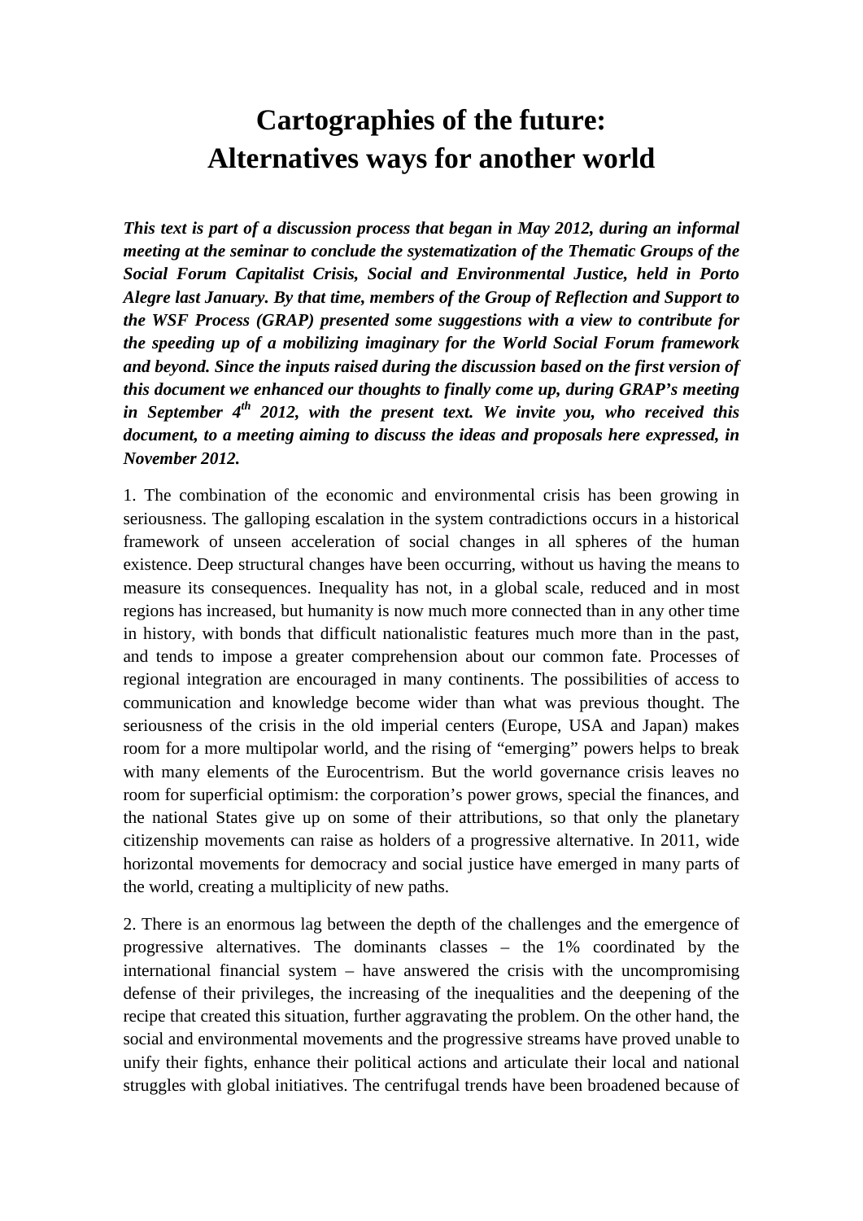# Cartographies of the future:
# Alternatives ways for another world

***This text is part of a discussion process that began in May 2012, during an informal meeting at the seminar to conclude the systematization of the Thematic Groups of the Social Forum Capitalist Crisis, Social and Environmental Justice, held in Porto Alegre last January. By that time, members of the Group of Reflection and Support to the WSF Process (GRAP) presented some suggestions with a view to contribute for the speeding up of a mobilizing imaginary for the World Social Forum framework and beyond. Since the inputs raised during the discussion based on the first version of this document we enhanced our thoughts to finally come up, during GRAP's meeting in September 4th 2012, with the present text. We invite you, who received this document, to a meeting aiming to discuss the ideas and proposals here expressed, in November 2012.***

1. The combination of the economic and environmental crisis has been growing in seriousness. The galloping escalation in the system contradictions occurs in a historical framework of unseen acceleration of social changes in all spheres of the human existence. Deep structural changes have been occurring, without us having the means to measure its consequences. Inequality has not, in a global scale, reduced and in most regions has increased, but humanity is now much more connected than in any other time in history, with bonds that difficult nationalistic features much more than in the past, and tends to impose a greater comprehension about our common fate. Processes of regional integration are encouraged in many continents. The possibilities of access to communication and knowledge become wider than what was previous thought. The seriousness of the crisis in the old imperial centers (Europe, USA and Japan) makes room for a more multipolar world, and the rising of "emerging" powers helps to break with many elements of the Eurocentrism. But the world governance crisis leaves no room for superficial optimism: the corporation's power grows, special the finances, and the national States give up on some of their attributions, so that only the planetary citizenship movements can raise as holders of a progressive alternative. In 2011, wide horizontal movements for democracy and social justice have emerged in many parts of the world, creating a multiplicity of new paths.

2. There is an enormous lag between the depth of the challenges and the emergence of progressive alternatives. The dominants classes – the 1% coordinated by the international financial system – have answered the crisis with the uncompromising defense of their privileges, the increasing of the inequalities and the deepening of the recipe that created this situation, further aggravating the problem. On the other hand, the social and environmental movements and the progressive streams have proved unable to unify their fights, enhance their political actions and articulate their local and national struggles with global initiatives. The centrifugal trends have been broadened because of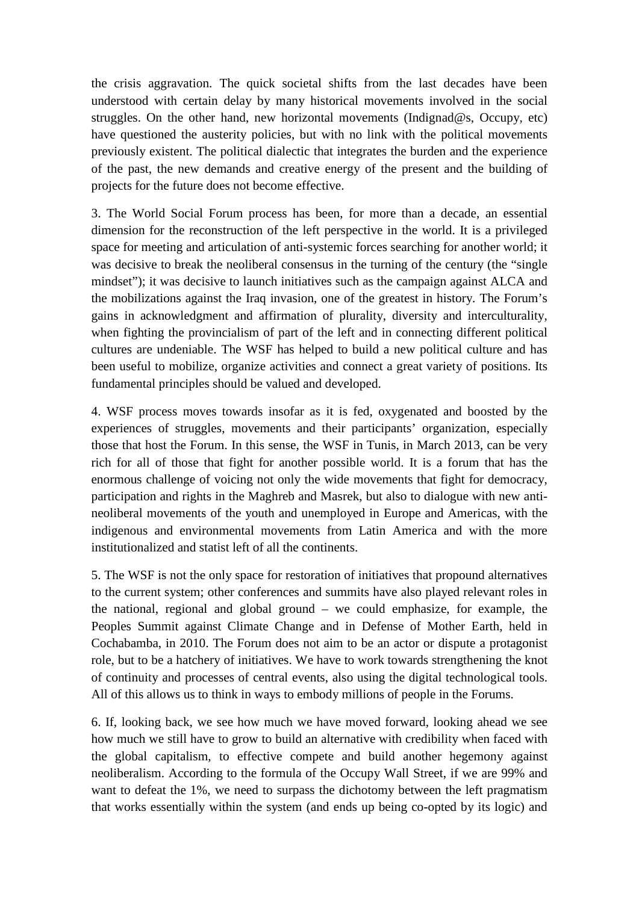the crisis aggravation. The quick societal shifts from the last decades have been understood with certain delay by many historical movements involved in the social struggles. On the other hand, new horizontal movements (Indignad@s, Occupy, etc) have questioned the austerity policies, but with no link with the political movements previously existent. The political dialectic that integrates the burden and the experience of the past, the new demands and creative energy of the present and the building of projects for the future does not become effective.

3. The World Social Forum process has been, for more than a decade, an essential dimension for the reconstruction of the left perspective in the world. It is a privileged space for meeting and articulation of anti-systemic forces searching for another world; it was decisive to break the neoliberal consensus in the turning of the century (the "single mindset"); it was decisive to launch initiatives such as the campaign against ALCA and the mobilizations against the Iraq invasion, one of the greatest in history. The Forum's gains in acknowledgment and affirmation of plurality, diversity and interculturality, when fighting the provincialism of part of the left and in connecting different political cultures are undeniable. The WSF has helped to build a new political culture and has been useful to mobilize, organize activities and connect a great variety of positions. Its fundamental principles should be valued and developed.

4. WSF process moves towards insofar as it is fed, oxygenated and boosted by the experiences of struggles, movements and their participants' organization, especially those that host the Forum. In this sense, the WSF in Tunis, in March 2013, can be very rich for all of those that fight for another possible world. It is a forum that has the enormous challenge of voicing not only the wide movements that fight for democracy, participation and rights in the Maghreb and Masrek, but also to dialogue with new anti-neoliberal movements of the youth and unemployed in Europe and Americas, with the indigenous and environmental movements from Latin America and with the more institutionalized and statist left of all the continents.

5. The WSF is not the only space for restoration of initiatives that propound alternatives to the current system; other conferences and summits have also played relevant roles in the national, regional and global ground – we could emphasize, for example, the Peoples Summit against Climate Change and in Defense of Mother Earth, held in Cochabamba, in 2010. The Forum does not aim to be an actor or dispute a protagonist role, but to be a hatchery of initiatives. We have to work towards strengthening the knot of continuity and processes of central events, also using the digital technological tools. All of this allows us to think in ways to embody millions of people in the Forums.

6. If, looking back, we see how much we have moved forward, looking ahead we see how much we still have to grow to build an alternative with credibility when faced with the global capitalism, to effective compete and build another hegemony against neoliberalism. According to the formula of the Occupy Wall Street, if we are 99% and want to defeat the 1%, we need to surpass the dichotomy between the left pragmatism that works essentially within the system (and ends up being co-opted by its logic) and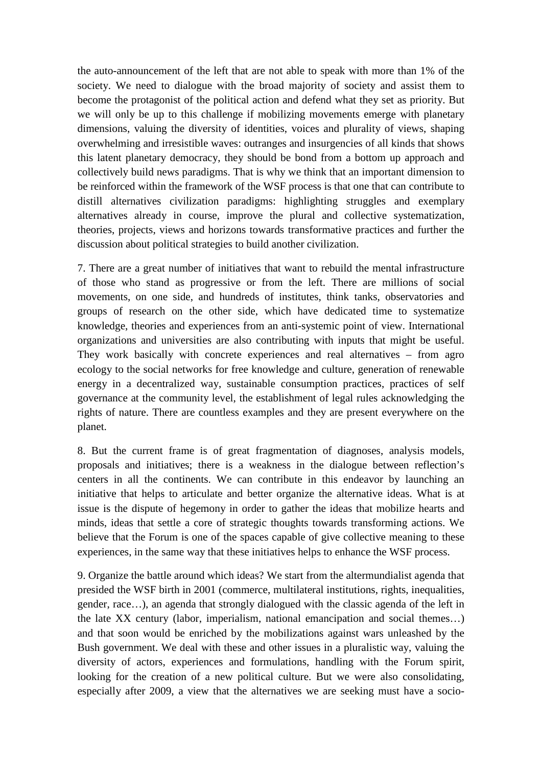the auto-announcement of the left that are not able to speak with more than 1% of the society. We need to dialogue with the broad majority of society and assist them to become the protagonist of the political action and defend what they set as priority. But we will only be up to this challenge if mobilizing movements emerge with planetary dimensions, valuing the diversity of identities, voices and plurality of views, shaping overwhelming and irresistible waves: outranges and insurgencies of all kinds that shows this latent planetary democracy, they should be bond from a bottom up approach and collectively build news paradigms. That is why we think that an important dimension to be reinforced within the framework of the WSF process is that one that can contribute to distill alternatives civilization paradigms: highlighting struggles and exemplary alternatives already in course, improve the plural and collective systematization, theories, projects, views and horizons towards transformative practices and further the discussion about political strategies to build another civilization.

7. There are a great number of initiatives that want to rebuild the mental infrastructure of those who stand as progressive or from the left. There are millions of social movements, on one side, and hundreds of institutes, think tanks, observatories and groups of research on the other side, which have dedicated time to systematize knowledge, theories and experiences from an anti-systemic point of view. International organizations and universities are also contributing with inputs that might be useful. They work basically with concrete experiences and real alternatives – from agro ecology to the social networks for free knowledge and culture, generation of renewable energy in a decentralized way, sustainable consumption practices, practices of self governance at the community level, the establishment of legal rules acknowledging the rights of nature. There are countless examples and they are present everywhere on the planet.

8. But the current frame is of great fragmentation of diagnoses, analysis models, proposals and initiatives; there is a weakness in the dialogue between reflection's centers in all the continents. We can contribute in this endeavor by launching an initiative that helps to articulate and better organize the alternative ideas. What is at issue is the dispute of hegemony in order to gather the ideas that mobilize hearts and minds, ideas that settle a core of strategic thoughts towards transforming actions. We believe that the Forum is one of the spaces capable of give collective meaning to these experiences, in the same way that these initiatives helps to enhance the WSF process.

9. Organize the battle around which ideas? We start from the altermundialist agenda that presided the WSF birth in 2001 (commerce, multilateral institutions, rights, inequalities, gender, race…), an agenda that strongly dialogued with the classic agenda of the left in the late XX century (labor, imperialism, national emancipation and social themes…) and that soon would be enriched by the mobilizations against wars unleashed by the Bush government. We deal with these and other issues in a pluralistic way, valuing the diversity of actors, experiences and formulations, handling with the Forum spirit, looking for the creation of a new political culture. But we were also consolidating, especially after 2009, a view that the alternatives we are seeking must have a socio-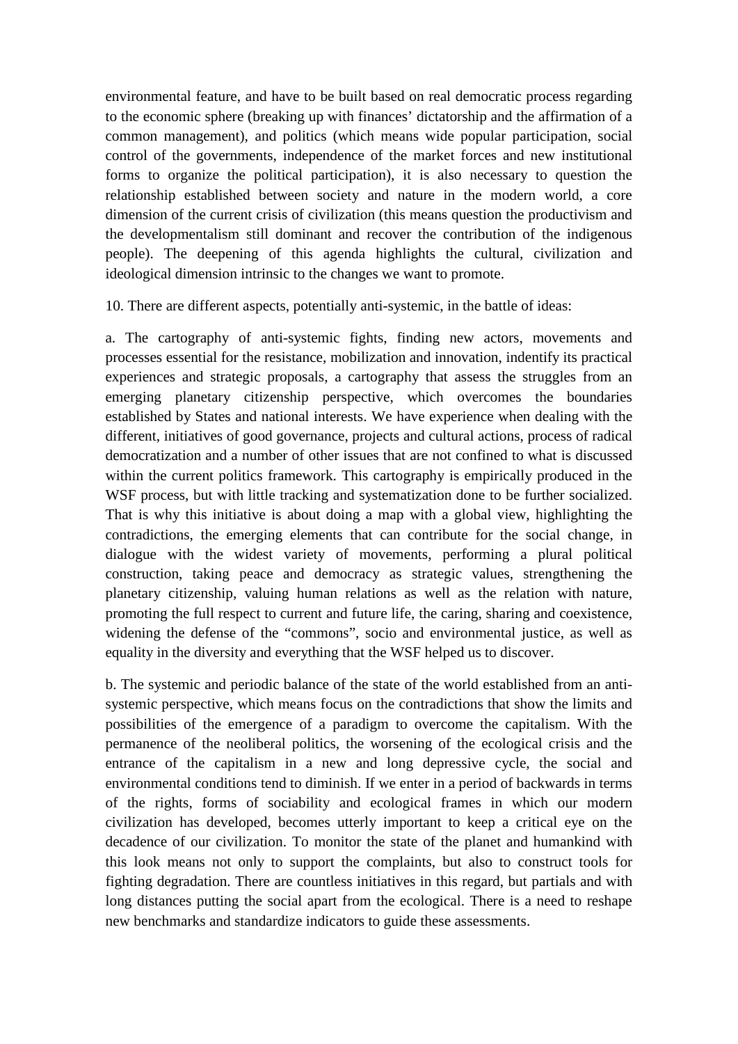environmental feature, and have to be built based on real democratic process regarding to the economic sphere (breaking up with finances' dictatorship and the affirmation of a common management), and politics (which means wide popular participation, social control of the governments, independence of the market forces and new institutional forms to organize the political participation), it is also necessary to question the relationship established between society and nature in the modern world, a core dimension of the current crisis of civilization (this means question the productivism and the developmentalism still dominant and recover the contribution of the indigenous people). The deepening of this agenda highlights the cultural, civilization and ideological dimension intrinsic to the changes we want to promote.

10. There are different aspects, potentially anti-systemic, in the battle of ideas:

a. The cartography of anti-systemic fights, finding new actors, movements and processes essential for the resistance, mobilization and innovation, indentify its practical experiences and strategic proposals, a cartography that assess the struggles from an emerging planetary citizenship perspective, which overcomes the boundaries established by States and national interests. We have experience when dealing with the different, initiatives of good governance, projects and cultural actions, process of radical democratization and a number of other issues that are not confined to what is discussed within the current politics framework. This cartography is empirically produced in the WSF process, but with little tracking and systematization done to be further socialized. That is why this initiative is about doing a map with a global view, highlighting the contradictions, the emerging elements that can contribute for the social change, in dialogue with the widest variety of movements, performing a plural political construction, taking peace and democracy as strategic values, strengthening the planetary citizenship, valuing human relations as well as the relation with nature, promoting the full respect to current and future life, the caring, sharing and coexistence, widening the defense of the "commons", socio and environmental justice, as well as equality in the diversity and everything that the WSF helped us to discover.

b. The systemic and periodic balance of the state of the world established from an anti-systemic perspective, which means focus on the contradictions that show the limits and possibilities of the emergence of a paradigm to overcome the capitalism. With the permanence of the neoliberal politics, the worsening of the ecological crisis and the entrance of the capitalism in a new and long depressive cycle, the social and environmental conditions tend to diminish. If we enter in a period of backwards in terms of the rights, forms of sociability and ecological frames in which our modern civilization has developed, becomes utterly important to keep a critical eye on the decadence of our civilization. To monitor the state of the planet and humankind with this look means not only to support the complaints, but also to construct tools for fighting degradation. There are countless initiatives in this regard, but partials and with long distances putting the social apart from the ecological. There is a need to reshape new benchmarks and standardize indicators to guide these assessments.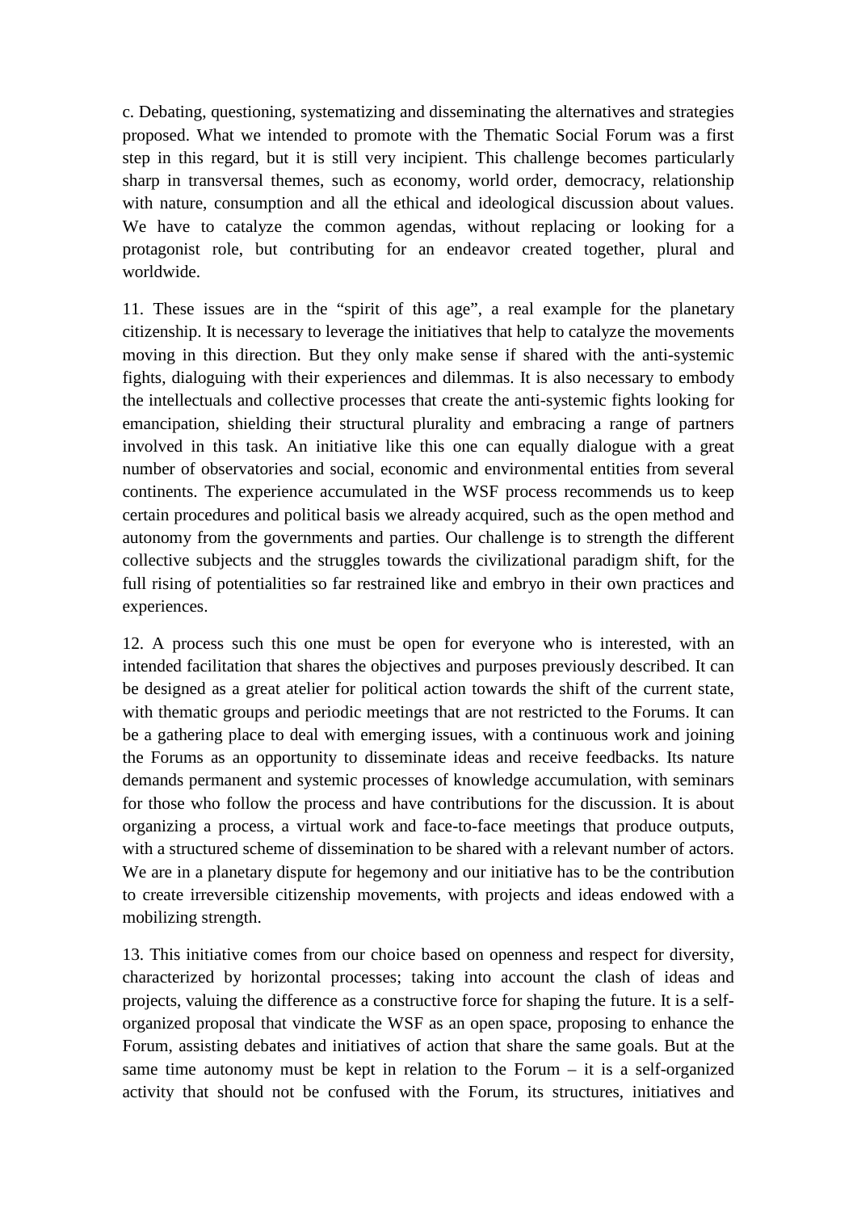c. Debating, questioning, systematizing and disseminating the alternatives and strategies proposed. What we intended to promote with the Thematic Social Forum was a first step in this regard, but it is still very incipient. This challenge becomes particularly sharp in transversal themes, such as economy, world order, democracy, relationship with nature, consumption and all the ethical and ideological discussion about values. We have to catalyze the common agendas, without replacing or looking for a protagonist role, but contributing for an endeavor created together, plural and worldwide.

11. These issues are in the "spirit of this age", a real example for the planetary citizenship. It is necessary to leverage the initiatives that help to catalyze the movements moving in this direction. But they only make sense if shared with the anti-systemic fights, dialoguing with their experiences and dilemmas. It is also necessary to embody the intellectuals and collective processes that create the anti-systemic fights looking for emancipation, shielding their structural plurality and embracing a range of partners involved in this task. An initiative like this one can equally dialogue with a great number of observatories and social, economic and environmental entities from several continents. The experience accumulated in the WSF process recommends us to keep certain procedures and political basis we already acquired, such as the open method and autonomy from the governments and parties. Our challenge is to strength the different collective subjects and the struggles towards the civilizational paradigm shift, for the full rising of potentialities so far restrained like and embryo in their own practices and experiences.

12. A process such this one must be open for everyone who is interested, with an intended facilitation that shares the objectives and purposes previously described. It can be designed as a great atelier for political action towards the shift of the current state, with thematic groups and periodic meetings that are not restricted to the Forums. It can be a gathering place to deal with emerging issues, with a continuous work and joining the Forums as an opportunity to disseminate ideas and receive feedbacks. Its nature demands permanent and systemic processes of knowledge accumulation, with seminars for those who follow the process and have contributions for the discussion. It is about organizing a process, a virtual work and face-to-face meetings that produce outputs, with a structured scheme of dissemination to be shared with a relevant number of actors. We are in a planetary dispute for hegemony and our initiative has to be the contribution to create irreversible citizenship movements, with projects and ideas endowed with a mobilizing strength.

13. This initiative comes from our choice based on openness and respect for diversity, characterized by horizontal processes; taking into account the clash of ideas and projects, valuing the difference as a constructive force for shaping the future. It is a self-organized proposal that vindicate the WSF as an open space, proposing to enhance the Forum, assisting debates and initiatives of action that share the same goals. But at the same time autonomy must be kept in relation to the Forum – it is a self-organized activity that should not be confused with the Forum, its structures, initiatives and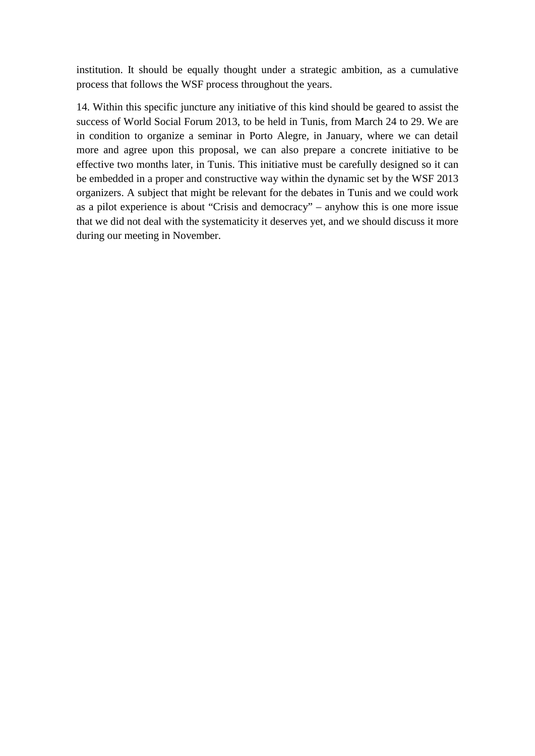institution. It should be equally thought under a strategic ambition, as a cumulative process that follows the WSF process throughout the years.

14. Within this specific juncture any initiative of this kind should be geared to assist the success of World Social Forum 2013, to be held in Tunis, from March 24 to 29. We are in condition to organize a seminar in Porto Alegre, in January, where we can detail more and agree upon this proposal, we can also prepare a concrete initiative to be effective two months later, in Tunis. This initiative must be carefully designed so it can be embedded in a proper and constructive way within the dynamic set by the WSF 2013 organizers. A subject that might be relevant for the debates in Tunis and we could work as a pilot experience is about "Crisis and democracy" – anyhow this is one more issue that we did not deal with the systematicity it deserves yet, and we should discuss it more during our meeting in November.